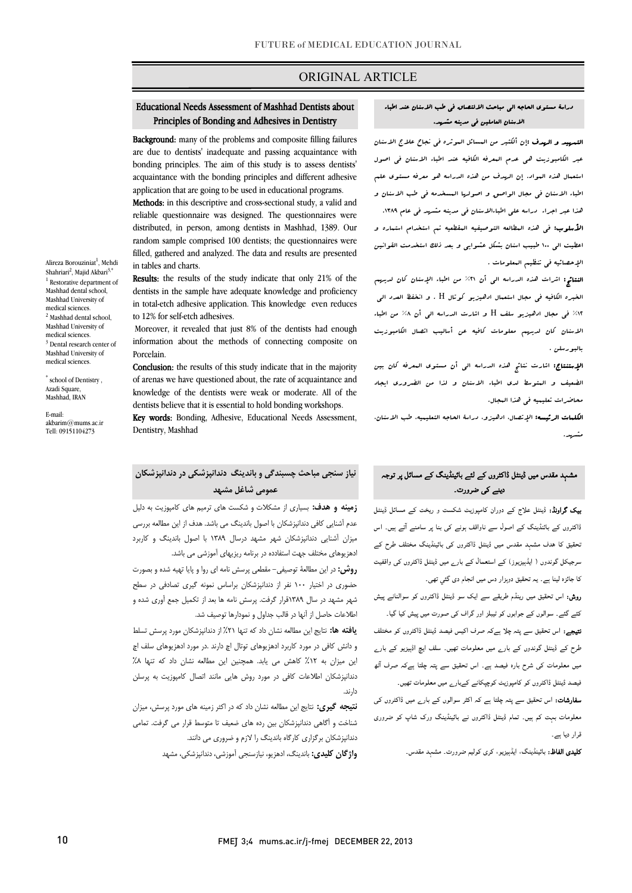ORIGINAL ARTICLE

## Educational Needs Assessment of Mashhad Dentists about Principles of Bonding and Adhesives in Dentistry

Alireza Borouziniat[1], Mehdi Shahriari[2], Majid Akbari[3,*]

[1] Restorative department of Mashhad dental school, Mashhad University of medical sciences.
[2] Mashhad dental school, Mashhad University of medical sciences.
[3] Dental research center of Mashhad University of medical sciences.

[*] school of Dentistry , Azadi Square, Mashhad, IRAN

E-mail: akbarim@mums.ac.ir
Tell: 09151104273

**Background:** many of the problems and composite filling failures are due to dentists' inadequate and passing acquaintance with bonding principles. The aim of this study is to assess dentists' acquaintance with the bonding principles and different adhesive application that are going to be used in educational programs.

**Methods:** in this descriptive and cross-sectional study, a valid and reliable questionnaire was designed. The questionnaires were distributed, in person, among dentists in Mashhad, 1389. Our random sample comprised 100 dentists; the questionnaires were filled, gathered and analyzed. The data and results are presented in tables and charts.

**Results:** the results of the study indicate that only 21% of the dentists in the sample have adequate knowledge and proficiency in total-etch adhesive application. This knowledge even reduces to 12% for self-etch adhesives.

Moreover, it revealed that just 8% of the dentists had enough information about the methods of connecting composite on Porcelain.

**Conclusion:** the results of this study indicate that in the majority of arenas we have questioned about, the rate of acquaintance and knowledge of the dentists were weak or moderate. All of the dentists believe that it is essential to hold bonding workshops.

**Key words:** Bonding, Adhesive, Educational Needs Assessment, Dentistry, Mashhad

## دراسة مستوى الحاجه الى مباحث الالتصاق فى طب الاسنان عند اطباء الاسنان العاملين فى مدينه مشهد.

**التمهيد و الهدف :**إن ألكثير من المسائل الموثره فى نجاح علاج الاسنان عبر الكامپوزيت هى عدم المعرفه الكافيه عند اطباء الاسنان فى اصول استعمال هذه المواد. إن الهدف من هذه الدراسه هو معرفه مستوى علم اطباء الاسنان فى مجال الواصوق و اصولها المستخدمه فى طب الاسنان و هذا عبر اجراء دراسه على اطباء الاسنان فى مدينه مشهد فى عام ۱۳۸۹.

**الأسلوب:** فى هذه المطالعه التوصيفيه المقطعيه تم استخدام استماره و اعطيت الى ۱۰۰ طبيب اسنان بشكل عشوايى و بعد ذلك استخدمت القوانين الاحصائيه فى تنظيم المعلومات .

**النتائج:** اشارت هذه الدراسه الى أن ۲۱٪ من اطباء الاسنان كان لديهم الخبره الكافيه فى مجال استعمال ادهيزيو توتال H . و انخفظ العدد الى ۱۲٪ فى مجال ادهيزيو سلف H و اشارت الدراسه الى أن ۸٪ من اطباء الاسنان كان لديهم معلومات كافيه عن أساليب اتصال الكامپوزيت بالپورسلن .

**الإستنتاج:** اشارت نتائج هذه الدراسه الى أن مستوى المعرفه كان بين الضعيف و المتوسط لدى اطباء الاسنان و لذا من الضرورى ايجاد محاضرات تعليميه فى هذا المجال.

**الكلمات الرئيسيه:** الإتصال، ادهيزو، دراسة الحاجه التعليميه، طب الاسنان، مشهد.

## نیاز سنجی مباحث چسبندگی و باندینگ دندانپزشکی در دندانپزشکان عمومی شاغل مشهد

**زمینه و هدف:** بسیاری از مشکلات و شکست های ترمیم های کامپوزیت به دلیل عدم آشنایی کافی دندانپزشکان با اصول باندینگ می باشد. هدف از این مطالعه بررسی میزان آشنایی دندانپزشکان شهر مشهد درسال ۱۳۸۹ با اصول باندینگ و کاربرد ادهزیوهای مختلف جهت استفاده در برنامه ریزیهای آموزشی می باشد.

**روش:** در این مطالعهٔ توصیفی- مقطعی پرسش نامه ای روا و پایا تهیه شده و بصورت حضوری در اختیار ۱۰۰ نفر از دندانپزشکان براساس نمونه گیری تصادفی در سطح شهر مشهد در سال ۱۳۸۹قرار گرفت. پرسش نامه ها بعد از تکمیل جمع آوری شده و اطلاعات حاصل از آنها در قالب جداول و نمودارها توصیف شد.

**یافته ها:** نتایج این مطالعه نشان داد که تنها ۲۱٪ از دندانپزشکان مورد پرسش تسلط و دانش کافی در مورد کاربرد ادهزیوهای توتال اچ دارند .در مورد ادهزیوهای سلف اچ این میزان به ۱۲٪ کاهش می یابد. همچنین این مطالعه نشان داد که تنها ۸٪ دندانپزشکان اطلاعات کافی در مورد روش هایی مانند اتصال کامپوزیت به پرسلن دارند.

**نتیجه گیری:** نتایج این مطالعه نشان داد که در اکثر زمینه های مورد پرسش، میزان شناخت و آگاهی دندانپزشکان بین رده های ضعیف تا متوسط قرار می گرفت. تمامی دندانپزشکان برگزاری کارگاه باندینگ را لازم و ضروری می دانند.

**واژگان کلیدی:** باندینگ، ادهزیو، نیازسنجی آموزشی، دندانپزشکی، مشهد

## مشہد مقدس میں ڈینٹل ڈاکٹروں کے لئے بائینڈینگ کے مسائل پر توجہ دینے کی ضرورت.

**بیک گراونڈ:** ڈینٹل علاج کے دوران کامپوزیٹ شکست و ریخت کے مسائل ڈینٹل ڈاکٹروں کے بائنڈینگ کے اصول سے ناواقف ہونے کی بنا پر سامنے آتے ہیں۔ اس تحقیق کا ہدف مشہد مقدس میں ڈینٹل ڈاکٹروں کی بائینڈینگ مختلف طرح کے سرجیکل گوندوں ( ایڈہیزیوز) کے استعمال کے بارے میں ڈینٹل ڈاکٹروں کی واقفیت کا جائزہ لینا ہے۔ یہ تحقیق دوہزار دس میں انجام دی گئي تھی۔

**روش:** اس تحقیق میں رینڈم طریقے سے ایک سو ڈینٹل ڈاکٹروں کو سوالنامے پیش کئے گئے۔ سوالوں کے جوابوں کو ٹیبلز اور گراف کی صورت میں پیش کیا گيا۔

**نتیجے:** اس تحقیق سے پتہ چلا ہےکہ صرف اکیس فیصد ڈینٹل ڈاکٹروں کو مختلف طرح کے ڈینٹل گوندوں کے بارے میں معلومات تھیں۔ سلف ایچ اڈہیزیو کے بارے میں معلومات کی شرح بارہ فیصد ہے۔ اس تحقیق سے پتہ چلتا ہےکہ صرف آٹھ فیصد ڈینٹل ڈاکٹروں کو کامپوزیٹ کوچپکانے کےبارے میں معلومات تھیں۔

**سفارشات:** اس تحقیق سے پتہ چلتا ہے کہ اکثر سوالوں کے بارے میں ڈاکٹروں کی معلومات بہت کم ہیں۔ تمام ڈینٹل ڈاکٹروں نے بائینڈینگ ورک شاپ کو ضروری قرار دیا ہے۔

**کلیدی الفاظ:** بائینڈینگ، ایڈہیزیو، کری کولیم ضرورت۔ مشہد مقدس۔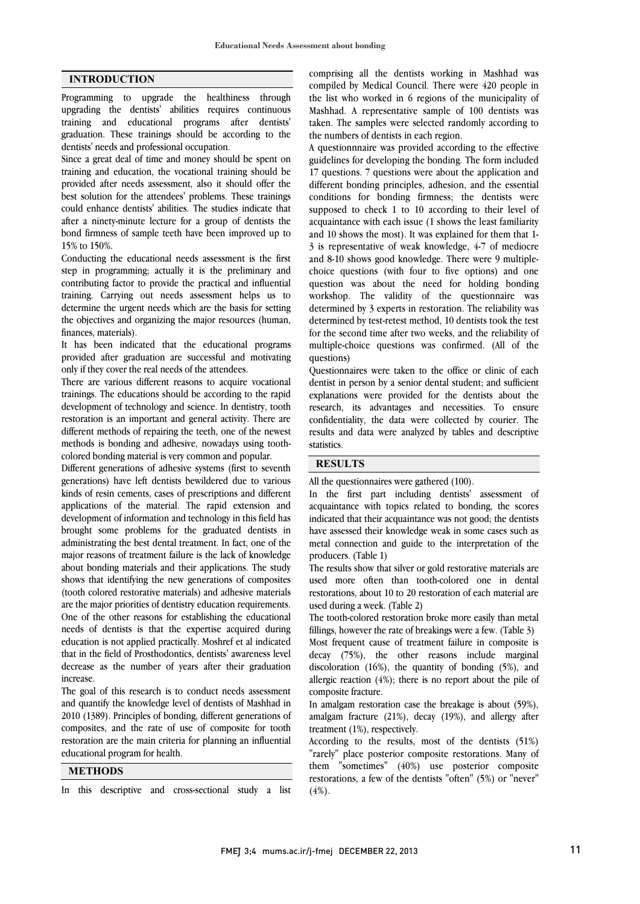## INTRODUCTION

Programming to upgrade the healthiness through upgrading the dentists' abilities requires continuous training and educational programs after dentists' graduation. These trainings should be according to the dentists' needs and professional occupation.

Since a great deal of time and money should be spent on training and education, the vocational training should be provided after needs assessment, also it should offer the best solution for the attendees' problems. These trainings could enhance dentists' abilities. The studies indicate that after a ninety-minute lecture for a group of dentists the bond firmness of sample teeth have been improved up to 15% to 150%.

Conducting the educational needs assessment is the first step in programming; actually it is the preliminary and contributing factor to provide the practical and influential training. Carrying out needs assessment helps us to determine the urgent needs which are the basis for setting the objectives and organizing the major resources (human, finances, materials).

It has been indicated that the educational programs provided after graduation are successful and motivating only if they cover the real needs of the attendees.

There are various different reasons to acquire vocational trainings. The educations should be according to the rapid development of technology and science. In dentistry, tooth restoration is an important and general activity. There are different methods of repairing the teeth, one of the newest methods is bonding and adhesive, nowadays using tooth-colored bonding material is very common and popular.

Different generations of adhesive systems (first to seventh generations) have left dentists bewildered due to various kinds of resin cements, cases of prescriptions and different applications of the material. The rapid extension and development of information and technology in this field has brought some problems for the graduated dentists in administrating the best dental treatment. In fact, one of the major reasons of treatment failure is the lack of knowledge about bonding materials and their applications. The study shows that identifying the new generations of composites (tooth colored restorative materials) and adhesive materials are the major priorities of dentistry education requirements. One of the other reasons for establishing the educational needs of dentists is that the expertise acquired during education is not applied practically. Moshref et al indicated that in the field of Prosthodontics, dentists' awareness level decrease as the number of years after their graduation increase.

The goal of this research is to conduct needs assessment and quantify the knowledge level of dentists of Mashhad in 2010 (1389). Principles of bonding, different generations of composites, and the rate of use of composite for tooth restoration are the main criteria for planning an influential educational program for health.

## METHODS

In this descriptive and cross-sectional study a list comprising all the dentists working in Mashhad was compiled by Medical Council. There were 420 people in the list who worked in 6 regions of the municipality of Mashhad. A representative sample of 100 dentists was taken. The samples were selected randomly according to the numbers of dentists in each region.

A questionnnaire was provided according to the effective guidelines for developing the bonding. The form included 17 questions. 7 questions were about the application and different bonding principles, adhesion, and the essential conditions for bonding firmness; the dentists were supposed to check 1 to 10 according to their level of acquaintance with each issue (1 shows the least familiarity and 10 shows the most). It was explained for them that 1-3 is representative of weak knowledge, 4-7 of mediocre and 8-10 shows good knowledge. There were 9 multiple-choice questions (with four to five options) and one question was about the need for holding bonding workshop. The validity of the questionnaire was determined by 3 experts in restoration. The reliability was determined by test-retest method, 10 dentists took the test for the second time after two weeks, and the reliability of multiple-choice questions was confirmed. (All of the questions)

Questionnaires were taken to the office or clinic of each dentist in person by a senior dental student; and sufficient explanations were provided for the dentists about the research, its advantages and necessities. To ensure confidentiality, the data were collected by courier. The results and data were analyzed by tables and descriptive statistics.

## RESULTS

All the questionnaires were gathered (100).

In the first part including dentists' assessment of acquaintance with topics related to bonding, the scores indicated that their acquaintance was not good; the dentists have assessed their knowledge weak in some cases such as metal connection and guide to the interpretation of the producers. (Table 1)

The results show that silver or gold restorative materials are used more often than tooth-colored one in dental restorations, about 10 to 20 restoration of each material are used during a week. (Table 2)

The tooth-colored restoration broke more easily than metal fillings, however the rate of breakings were a few. (Table 3)

Most frequent cause of treatment failure in composite is decay (75%), the other reasons include marginal discoloration (16%), the quantity of bonding (5%), and allergic reaction (4%); there is no report about the pile of composite fracture.

In amalgam restoration case the breakage is about (59%), amalgam fracture (21%), decay (19%), and allergy after treatment (1%), respectively.

According to the results, most of the dentists (51%) "rarely" place posterior composite restorations. Many of them "sometimes" (40%) use posterior composite restorations, a few of the dentists "often" (5%) or "never" (4%).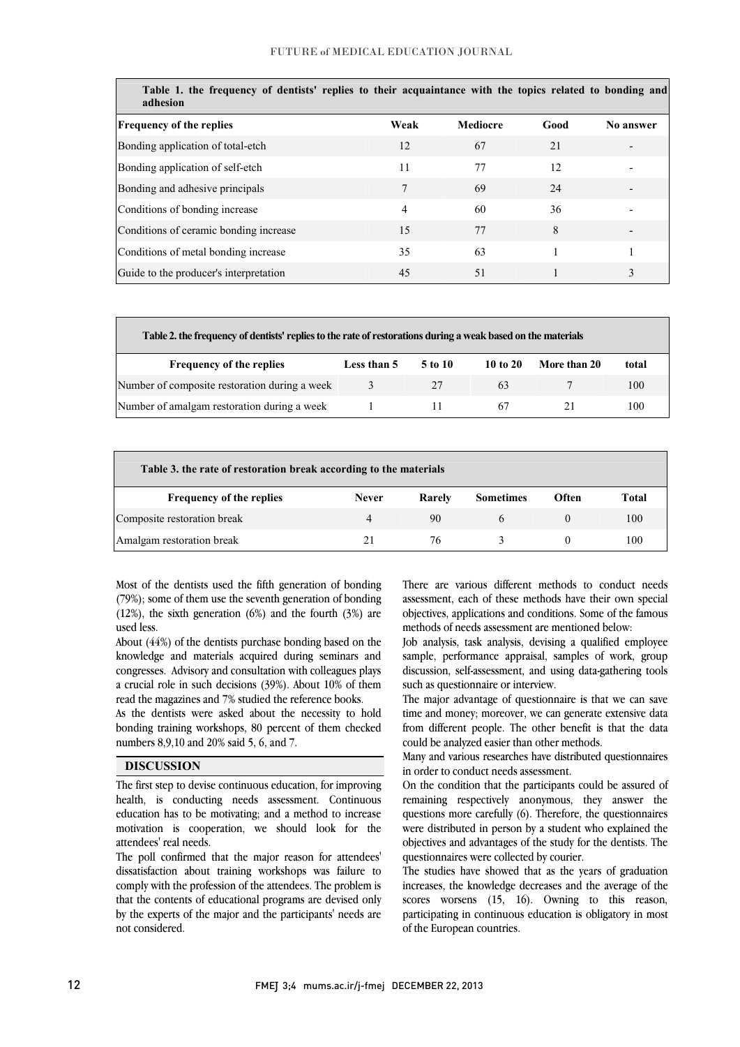| Table 1. the frequency of dentists' replies to their acquaintance with the topics related to bonding and adhesion | | | | |
|---|---|---|---|---|
| **Frequency of the replies** | **Weak** | **Mediocre** | **Good** | **No answer** |
| Bonding application of total-etch | 12 | 67 | 21 | - |
| Bonding application of self-etch | 11 | 77 | 12 | - |
| Bonding and adhesive principals | 7 | 69 | 24 | - |
| Conditions of bonding increase | 4 | 60 | 36 | - |
| Conditions of ceramic bonding increase | 15 | 77 | 8 | - |
| Conditions of metal bonding increase | 35 | 63 | 1 | 1 |
| Guide to the producer's interpretation | 45 | 51 | 1 | 3 |

| Table 2. the frequency of dentists' replies to the rate of restorations during a weak based on the materials | | | | | |
|---|---|---|---|---|---|
| **Frequency of the replies** | **Less than 5** | **5 to 10** | **10 to 20** | **More than 20** | **total** |
| Number of composite restoration during a week | 3 | 27 | 63 | 7 | 100 |
| Number of amalgam restoration during a week | 1 | 11 | 67 | 21 | 100 |

| Table 3. the rate of restoration break according to the materials | | | | | |
|---|---|---|---|---|---|
| **Frequency of the replies** | **Never** | **Rarely** | **Sometimes** | **Often** | **Total** |
| Composite restoration break | 4 | 90 | 6 | 0 | 100 |
| Amalgam restoration break | 21 | 76 | 3 | 0 | 100 |

Most of the dentists used the fifth generation of bonding (79%); some of them use the seventh generation of bonding (12%), the sixth generation (6%) and the fourth (3%) are used less.

About (44%) of the dentists purchase bonding based on the knowledge and materials acquired during seminars and congresses. Advisory and consultation with colleagues plays a crucial role in such decisions (39%). About 10% of them read the magazines and 7% studied the reference books.

As the dentists were asked about the necessity to hold bonding training workshops, 80 percent of them checked numbers 8,9,10 and 20% said 5, 6, and 7.

## DISCUSSION

The first step to devise continuous education, for improving health, is conducting needs assessment. Continuous education has to be motivating; and a method to increase motivation is cooperation, we should look for the attendees' real needs.

The poll confirmed that the major reason for attendees' dissatisfaction about training workshops was failure to comply with the profession of the attendees. The problem is that the contents of educational programs are devised only by the experts of the major and the participants' needs are not considered.

There are various different methods to conduct needs assessment, each of these methods have their own special objectives, applications and conditions. Some of the famous methods of needs assessment are mentioned below:

Job analysis, task analysis, devising a qualified employee sample, performance appraisal, samples of work, group discussion, self-assessment, and using data-gathering tools such as questionnaire or interview.

The major advantage of questionnaire is that we can save time and money; moreover, we can generate extensive data from different people. The other benefit is that the data could be analyzed easier than other methods.

Many and various researches have distributed questionnaires in order to conduct needs assessment.

On the condition that the participants could be assured of remaining respectively anonymous, they answer the questions more carefully (6). Therefore, the questionnaires were distributed in person by a student who explained the objectives and advantages of the study for the dentists. The questionnaires were collected by courier.

The studies have showed that as the years of graduation increases, the knowledge decreases and the average of the scores worsens (15, 16). Owning to this reason, participating in continuous education is obligatory in most of the European countries.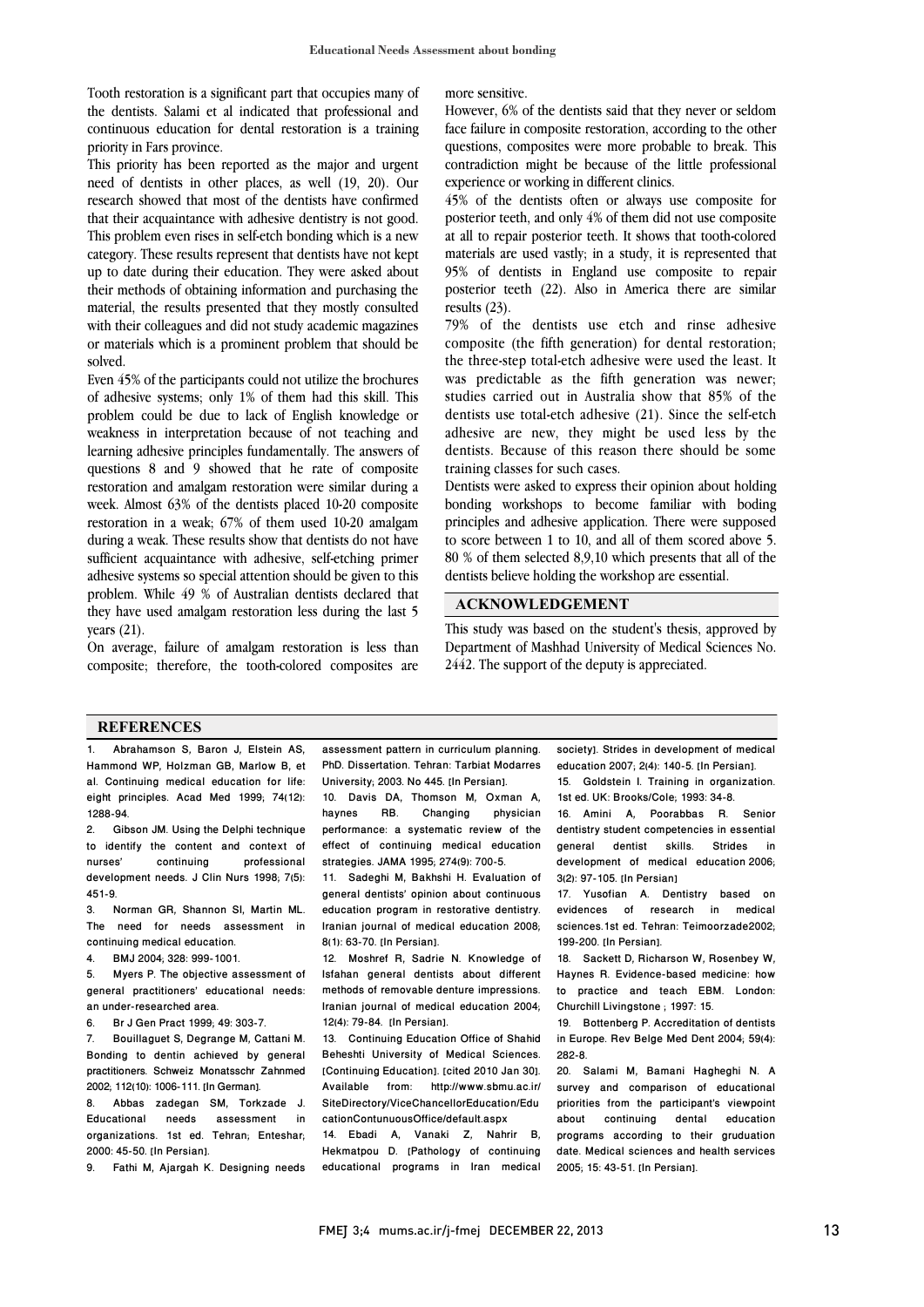Tooth restoration is a significant part that occupies many of the dentists. Salami et al indicated that professional and continuous education for dental restoration is a training priority in Fars province.

This priority has been reported as the major and urgent need of dentists in other places, as well (19, 20). Our research showed that most of the dentists have confirmed that their acquaintance with adhesive dentistry is not good. This problem even rises in self-etch bonding which is a new category. These results represent that dentists have not kept up to date during their education. They were asked about their methods of obtaining information and purchasing the material, the results presented that they mostly consulted with their colleagues and did not study academic magazines or materials which is a prominent problem that should be solved.

Even 45% of the participants could not utilize the brochures of adhesive systems; only 1% of them had this skill. This problem could be due to lack of English knowledge or weakness in interpretation because of not teaching and learning adhesive principles fundamentally. The answers of questions 8 and 9 showed that he rate of composite restoration and amalgam restoration were similar during a week. Almost 63% of the dentists placed 10-20 composite restoration in a weak; 67% of them used 10-20 amalgam during a weak. These results show that dentists do not have sufficient acquaintance with adhesive, self-etching primer adhesive systems so special attention should be given to this problem. While 49 % of Australian dentists declared that they have used amalgam restoration less during the last 5 years (21).

On average, failure of amalgam restoration is less than composite; therefore, the tooth-colored composites are more sensitive.

However, 6% of the dentists said that they never or seldom face failure in composite restoration, according to the other questions, composites were more probable to break. This contradiction might be because of the little professional experience or working in different clinics.

45% of the dentists often or always use composite for posterior teeth, and only 4% of them did not use composite at all to repair posterior teeth. It shows that tooth-colored materials are used vastly; in a study, it is represented that 95% of dentists in England use composite to repair posterior teeth (22). Also in America there are similar results (23).

79% of the dentists use etch and rinse adhesive composite (the fifth generation) for dental restoration; the three-step total-etch adhesive were used the least. It was predictable as the fifth generation was newer; studies carried out in Australia show that 85% of the dentists use total-etch adhesive (21). Since the self-etch adhesive are new, they might be used less by the dentists. Because of this reason there should be some training classes for such cases.

Dentists were asked to express their opinion about holding bonding workshops to become familiar with boding principles and adhesive application. There were supposed to score between 1 to 10, and all of them scored above 5. 80 % of them selected 8,9,10 which presents that all of the dentists believe holding the workshop are essential.

## ACKNOWLEDGEMENT

This study was based on the student's thesis, approved by Department of Mashhad University of Medical Sciences No. 2442. The support of the deputy is appreciated.

## REFERENCES

1. Abrahamson S, Baron J, Elstein AS, Hammond WP, Holzman GB, Marlow B, et al. Continuing medical education for life: eight principles. Acad Med 1999; 74(12): 1288-94.
2. Gibson JM. Using the Delphi technique to identify the content and context of nurses' continuing professional development needs. J Clin Nurs 1998; 7(5): 451-9.
3. Norman GR, Shannon SI, Martin ML. The need for needs assessment in continuing medical education.
4. BMJ 2004; 328: 999-1001.
5. Myers P. The objective assessment of general practitioners' educational needs: an under-researched area.
6. Br J Gen Pract 1999; 49: 303-7.
7. Bouillaguet S, Degrange M, Cattani M. Bonding to dentin achieved by general practitioners. Schweiz Monatsschr Zahnmed 2002; 112(10): 1006-111. [In German].
8. Abbas zadegan SM, Torkzade J. Educational needs assessment in organizations. 1st ed. Tehran; Enteshar; 2000: 45-50. [In Persian].
9. Fathi M, Ajargah K. Designing needs assessment pattern in curriculum planning. PhD. Dissertation. Tehran: Tarbiat Modarres University; 2003. No 445. [In Persian].
10. Davis DA, Thomson M, Oxman A, haynes RB. Changing physician performance: a systematic review of the effect of continuing medical education strategies. JAMA 1995; 274(9): 700-5.
11. Sadeghi M, Bakhshi H. Evaluation of general dentists' opinion about continuous education program in restorative dentistry. Iranian journal of medical education 2008; 8(1): 63-70. [In Persian].
12. Moshref R, Sadrie N. Knowledge of Isfahan general dentists about different methods of removable denture impressions. Iranian journal of medical education 2004; 12(4): 79-84. [In Persian].
13. Continuing Education Office of Shahid Beheshti University of Medical Sciences. [Continuing Education]. [cited 2010 Jan 30]. Available from: http://www.sbmu.ac.ir/SiteDirectory/ViceChancellorEducation/EducationContunuousOffice/default.aspx
14. Ebadi A, Vanaki Z, Nahrir B, Hekmatpou D. [Pathology of continuing educational programs in Iran medical society]. Strides in development of medical education 2007; 2(4): 140-5. [In Persian].
15. Goldstein I. Training in organization. 1st ed. UK: Brooks/Cole; 1993: 34-8.
16. Amini A, Poorabbas R. Senior dentistry student competencies in essential general dentist skills. Strides in development of medical education 2006; 3(2): 97-105. [In Persian]
17. Yusofian A. Dentistry based on evidences of research in medical sciences.1st ed. Tehran: Teimoorzade2002; 199-200. [In Persian].
18. Sackett D, Richarson W, Rosenbey W, Haynes R. Evidence-based medicine: how to practice and teach EBM. London: Churchill Livingstone ; 1997: 15.
19. Bottenberg P. Accreditation of dentists in Europe. Rev Belge Med Dent 2004; 59(4): 282-8.
20. Salami M, Bamani Hagheghi N. A survey and comparison of educational priorities from the participant's viewpoint about continuing dental education programs according to their gruduation date. Medical sciences and health services 2005; 15: 43-51. [In Persian].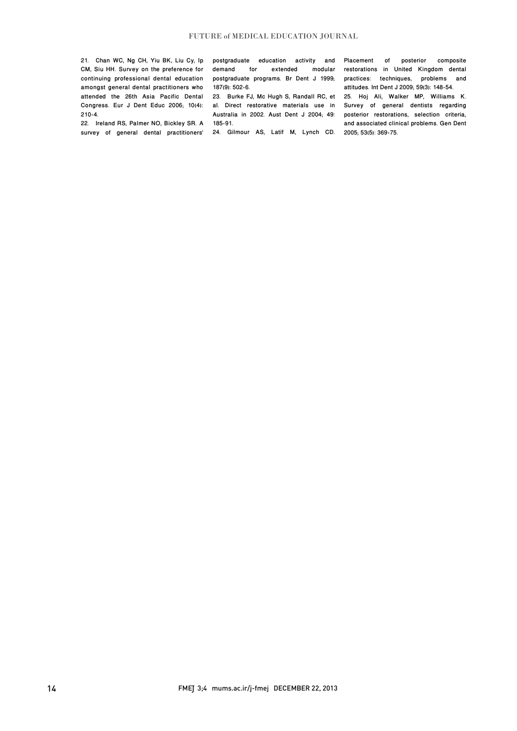21. Chan WC, Ng CH, Yiu BK, Liu Cy, Ip CM, Siu HH. Survey on the preference for continuing professional dental education amongst general dental practitioners who attended the 26th Asia Pacific Dental Congress. Eur J Dent Educ 2006; 10(4): 210-4.

22. Ireland RS, Palmer NO, Bickley SR. A survey of general dental practitioners' postgraduate education activity and demand for extended modular postgraduate programs. Br Dent J 1999; 187(9): 502-6.

23. Burke FJ, Mc Hugh S, Randall RC, et al. Direct restorative materials use in Australia in 2002. Aust Dent J 2004; 49: 185-91.

24. Gilmour AS, Latif M, Lynch CD. Placement of posterior composite restorations in United Kingdom dental practices: techniques, problems and attitudes. Int Dent J 2009; 59(3): 148-54.

25. Hoj Ali, Walker MP, Williams K. Survey of general dentists regarding posterior restorations, selection criteria, and associated clinical problems. Gen Dent 2005; 53(5): 369-75.